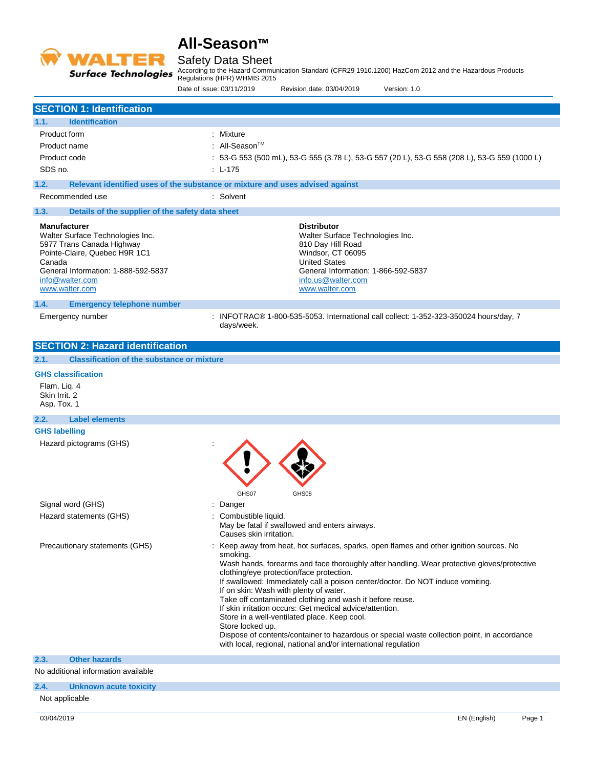# All-Season™

## Safety Data Sheet

According to the Hazard Communication Standard (CFR29 1910.1200) HazCom 2012 and the Hazardous Products Regulations (HPR) WHMIS 2015

Date of issue: 03/11/2019 Revision date: 03/04/2019 Version: 1.0

## SECTION 1: Identification

### 1.1. Identification

| | |
|---|---|
| Product form | : Mixture |
| Product name | : All-Season™ |
| Product code | : 53-G 553 (500 mL), 53-G 555 (3.78 L), 53-G 557 (20 L), 53-G 558 (208 L), 53-G 559 (1000 L) |
| SDS no. | : L-175 |

### 1.2. Relevant identified uses of the substance or mixture and uses advised against

| | |
|---|---|
| Recommended use | : Solvent |

### 1.3. Details of the supplier of the safety data sheet

**Manufacturer**
Walter Surface Technologies Inc.
5977 Trans Canada Highway
Pointe-Claire, Quebec H9R 1C1
Canada
General Information: 1-888-592-5837
info@walter.com
www.walter.com

**Distributor**
Walter Surface Technologies Inc.
810 Day Hill Road
Windsor, CT 06095
United States
General Information: 1-866-592-5837
info.us@walter.com
www.walter.com

### 1.4. Emergency telephone number

| | |
|---|---|
| Emergency number | : INFOTRAC® 1-800-535-5053. International call collect: 1-352-323-350024 hours/day, 7 days/week. |

## SECTION 2: Hazard identification

### 2.1. Classification of the substance or mixture

**GHS classification**

Flam. Liq. 4
Skin Irrit. 2
Asp. Tox. 1

### 2.2. Label elements

**GHS labelling**

Hazard pictograms (GHS) :

GHS07 GHS08

Signal word (GHS) : Danger

Hazard statements (GHS) :
Combustible liquid.
May be fatal if swallowed and enters airways.
Causes skin irritation.

Precautionary statements (GHS) :
Keep away from heat, hot surfaces, sparks, open flames and other ignition sources. No smoking.
Wash hands, forearms and face thoroughly after handling. Wear protective gloves/protective clothing/eye protection/face protection.
If swallowed: Immediately call a poison center/doctor. Do NOT induce vomiting.
If on skin: Wash with plenty of water.
Take off contaminated clothing and wash it before reuse.
If skin irritation occurs: Get medical advice/attention.
Store in a well-ventilated place. Keep cool.
Store locked up.
Dispose of contents/container to hazardous or special waste collection point, in accordance with local, regional, national and/or international regulation

### 2.3. Other hazards

No additional information available

### 2.4. Unknown acute toxicity

Not applicable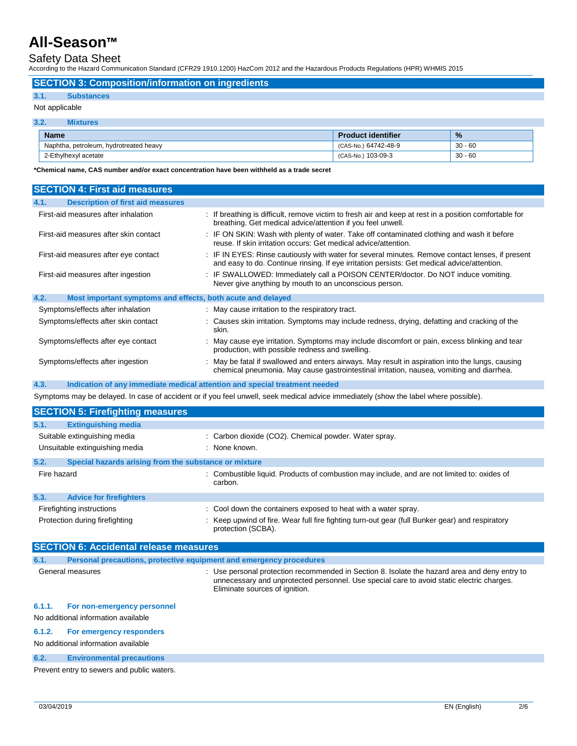## SECTION 3: Composition/information on ingredients

### 3.1. Substances

Not applicable

### 3.2. Mixtures

| Name | Product identifier | % |
|---|---|---|
| Naphtha, petroleum, hydrotreated heavy | (CAS-No.) 64742-48-9 | 30 - 60 |
| 2-Ethylhexyl acetate | (CAS-No.) 103-09-3 | 30 - 60 |

**\*Chemical name, CAS number and/or exact concentration have been withheld as a trade secret**

## SECTION 4: First aid measures

### 4.1. Description of first aid measures

First-aid measures after inhalation : If breathing is difficult, remove victim to fresh air and keep at rest in a position comfortable for breathing. Get medical advice/attention if you feel unwell.

First-aid measures after skin contact : IF ON SKIN: Wash with plenty of water. Take off contaminated clothing and wash it before reuse. If skin irritation occurs: Get medical advice/attention.

First-aid measures after eye contact : IF IN EYES: Rinse cautiously with water for several minutes. Remove contact lenses, if present and easy to do. Continue rinsing. If eye irritation persists: Get medical advice/attention.

First-aid measures after ingestion : IF SWALLOWED: Immediately call a POISON CENTER/doctor. Do NOT induce vomiting. Never give anything by mouth to an unconscious person.

### 4.2. Most important symptoms and effects, both acute and delayed

Symptoms/effects after inhalation : May cause irritation to the respiratory tract.

Symptoms/effects after skin contact : Causes skin irritation. Symptoms may include redness, drying, defatting and cracking of the skin.

Symptoms/effects after eye contact : May cause eye irritation. Symptoms may include discomfort or pain, excess blinking and tear production, with possible redness and swelling.

Symptoms/effects after ingestion : May be fatal if swallowed and enters airways. May result in aspiration into the lungs, causing chemical pneumonia. May cause gastrointestinal irritation, nausea, vomiting and diarrhea.

### 4.3. Indication of any immediate medical attention and special treatment needed

Symptoms may be delayed. In case of accident or if you feel unwell, seek medical advice immediately (show the label where possible).

## SECTION 5: Firefighting measures

### 5.1. Extinguishing media

Suitable extinguishing media : Carbon dioxide ($CO_2$). Chemical powder. Water spray.

Unsuitable extinguishing media : None known.

### 5.2. Special hazards arising from the substance or mixture

Fire hazard : Combustible liquid. Products of combustion may include, and are not limited to: oxides of carbon.

### 5.3. Advice for firefighters

Firefighting instructions : Cool down the containers exposed to heat with a water spray.

Protection during firefighting : Keep upwind of fire. Wear full fire fighting turn-out gear (full Bunker gear) and respiratory protection (SCBA).

## SECTION 6: Accidental release measures

### 6.1. Personal precautions, protective equipment and emergency procedures

General measures : Use personal protection recommended in Section 8. Isolate the hazard area and deny entry to unnecessary and unprotected personnel. Use special care to avoid static electric charges. Eliminate sources of ignition.

#### 6.1.1. For non-emergency personnel

No additional information available

#### 6.1.2. For emergency responders

No additional information available

### 6.2. Environmental precautions

Prevent entry to sewers and public waters.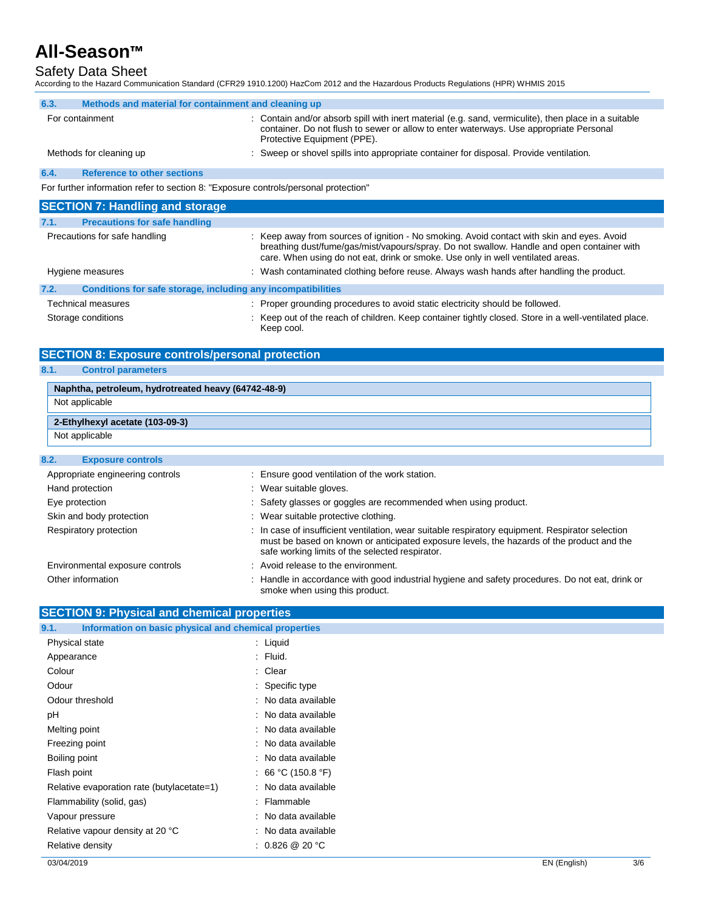### 6.3. Methods and material for containment and cleaning up

| | |
|---|---|
| For containment | : Contain and/or absorb spill with inert material (e.g. sand, vermiculite), then place in a suitable container. Do not flush to sewer or allow to enter waterways. Use appropriate Personal Protective Equipment (PPE). |
| Methods for cleaning up | : Sweep or shovel spills into appropriate container for disposal. Provide ventilation. |

### 6.4. Reference to other sections

For further information refer to section 8: "Exposure controls/personal protection"

## SECTION 7: Handling and storage

### 7.1. Precautions for safe handling

| | |
|---|---|
| Precautions for safe handling | : Keep away from sources of ignition - No smoking. Avoid contact with skin and eyes. Avoid breathing dust/fume/gas/mist/vapours/spray. Do not swallow. Handle and open container with care. When using do not eat, drink or smoke. Use only in well ventilated areas. |
| Hygiene measures | : Wash contaminated clothing before reuse. Always wash hands after handling the product. |

### 7.2. Conditions for safe storage, including any incompatibilities

| | |
|---|---|
| Technical measures | : Proper grounding procedures to avoid static electricity should be followed. |
| Storage conditions | : Keep out of the reach of children. Keep container tightly closed. Store in a well-ventilated place. Keep cool. |

## SECTION 8: Exposure controls/personal protection

### 8.1. Control parameters

| Naphtha, petroleum, hydrotreated heavy (64742-48-9) |
|---|
| Not applicable |

| 2-Ethylhexyl acetate (103-09-3) |
|---|
| Not applicable |

### 8.2. Exposure controls

| | |
|---|---|
| Appropriate engineering controls | : Ensure good ventilation of the work station. |
| Hand protection | : Wear suitable gloves. |
| Eye protection | : Safety glasses or goggles are recommended when using product. |
| Skin and body protection | : Wear suitable protective clothing. |
| Respiratory protection | : In case of insufficient ventilation, wear suitable respiratory equipment. Respirator selection must be based on known or anticipated exposure levels, the hazards of the product and the safe working limits of the selected respirator. |
| Environmental exposure controls | : Avoid release to the environment. |
| Other information | : Handle in accordance with good industrial hygiene and safety procedures. Do not eat, drink or smoke when using this product. |

## SECTION 9: Physical and chemical properties

### 9.1. Information on basic physical and chemical properties

| | |
|---|---|
| Physical state | : Liquid |
| Appearance | : Fluid. |
| Colour | : Clear |
| Odour | : Specific type |
| Odour threshold | : No data available |
| pH | : No data available |
| Melting point | : No data available |
| Freezing point | : No data available |
| Boiling point | : No data available |
| Flash point | : 66 °C (150.8 °F) |
| Relative evaporation rate (butylacetate=1) | : No data available |
| Flammability (solid, gas) | : Flammable |
| Vapour pressure | : No data available |
| Relative vapour density at 20 °C | : No data available |
| Relative density | : 0.826 @ 20 °C |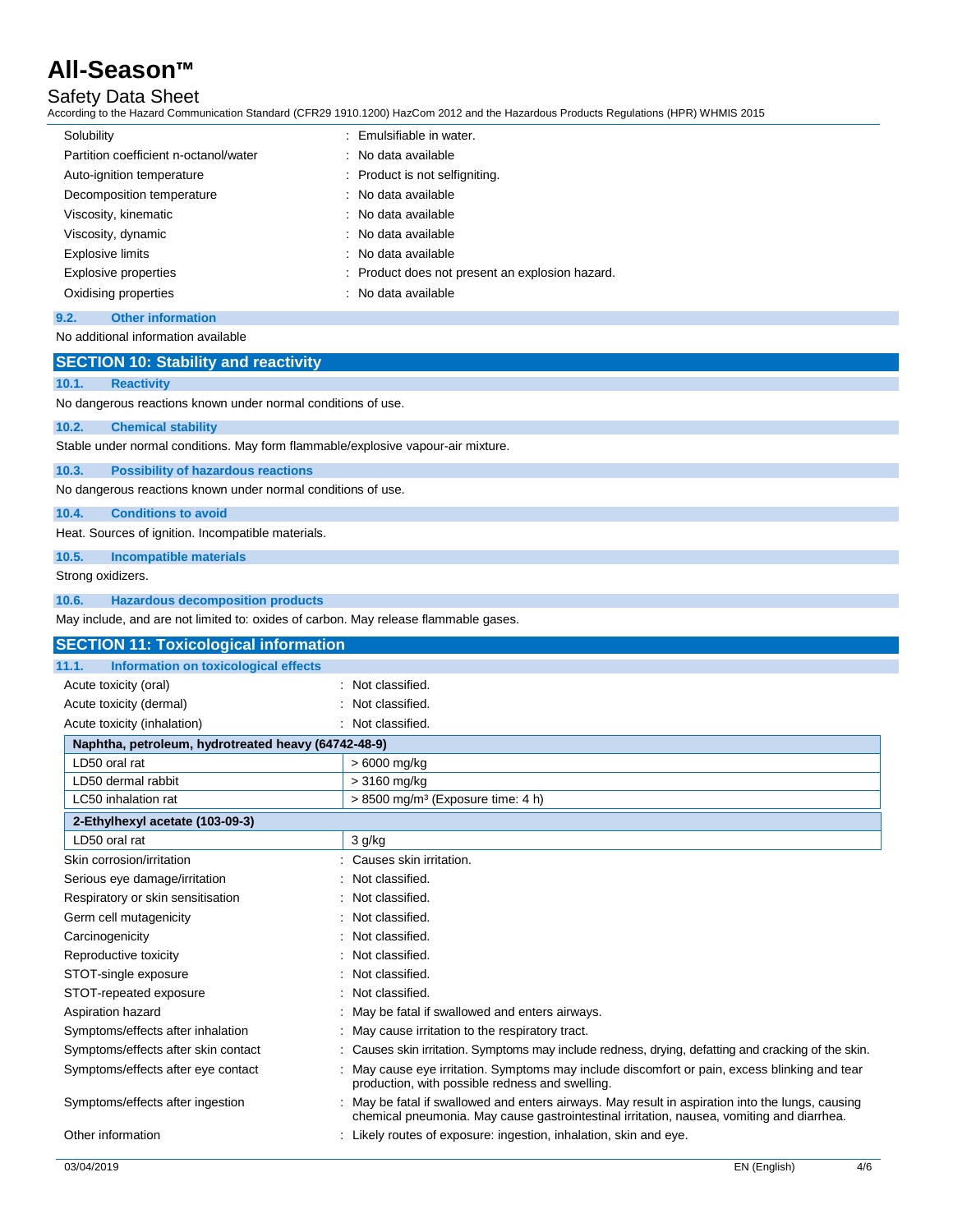| | |
|---|---|
| Solubility | : Emulsifiable in water. |
| Partition coefficient n-octanol/water | : No data available |
| Auto-ignition temperature | : Product is not selfigniting. |
| Decomposition temperature | : No data available |
| Viscosity, kinematic | : No data available |
| Viscosity, dynamic | : No data available |
| Explosive limits | : No data available |
| Explosive properties | : Product does not present an explosion hazard. |
| Oxidising properties | : No data available |

### 9.2. Other information

No additional information available

## SECTION 10: Stability and reactivity

### 10.1. Reactivity

No dangerous reactions known under normal conditions of use.

### 10.2. Chemical stability

Stable under normal conditions. May form flammable/explosive vapour-air mixture.

### 10.3. Possibility of hazardous reactions

No dangerous reactions known under normal conditions of use.

### 10.4. Conditions to avoid

Heat. Sources of ignition. Incompatible materials.

### 10.5. Incompatible materials

Strong oxidizers.

### 10.6. Hazardous decomposition products

May include, and are not limited to: oxides of carbon. May release flammable gases.

## SECTION 11: Toxicological information

### 11.1. Information on toxicological effects

| | |
|---|---|
| Acute toxicity (oral) | : Not classified. |
| Acute toxicity (dermal) | : Not classified. |
| Acute toxicity (inhalation) | : Not classified. |

| Naphtha, petroleum, hydrotreated heavy (64742-48-9) | |
|---|---|
| LD50 oral rat | > 6000 mg/kg |
| LD50 dermal rabbit | > 3160 mg/kg |
| LC50 inhalation rat | > 8500 mg/m³ (Exposure time: 4 h) |

| 2-Ethylhexyl acetate (103-09-3) | |
|---|---|
| LD50 oral rat | 3 g/kg |

| | |
|---|---|
| Skin corrosion/irritation | : Causes skin irritation. |
| Serious eye damage/irritation | : Not classified. |
| Respiratory or skin sensitisation | : Not classified. |
| Germ cell mutagenicity | : Not classified. |
| Carcinogenicity | : Not classified. |
| Reproductive toxicity | : Not classified. |
| STOT-single exposure | : Not classified. |
| STOT-repeated exposure | : Not classified. |
| Aspiration hazard | : May be fatal if swallowed and enters airways. |
| Symptoms/effects after inhalation | : May cause irritation to the respiratory tract. |
| Symptoms/effects after skin contact | : Causes skin irritation. Symptoms may include redness, drying, defatting and cracking of the skin. |
| Symptoms/effects after eye contact | : May cause eye irritation. Symptoms may include discomfort or pain, excess blinking and tear production, with possible redness and swelling. |
| Symptoms/effects after ingestion | : May be fatal if swallowed and enters airways. May result in aspiration into the lungs, causing chemical pneumonia. May cause gastrointestinal irritation, nausea, vomiting and diarrhea. |
| Other information | : Likely routes of exposure: ingestion, inhalation, skin and eye. |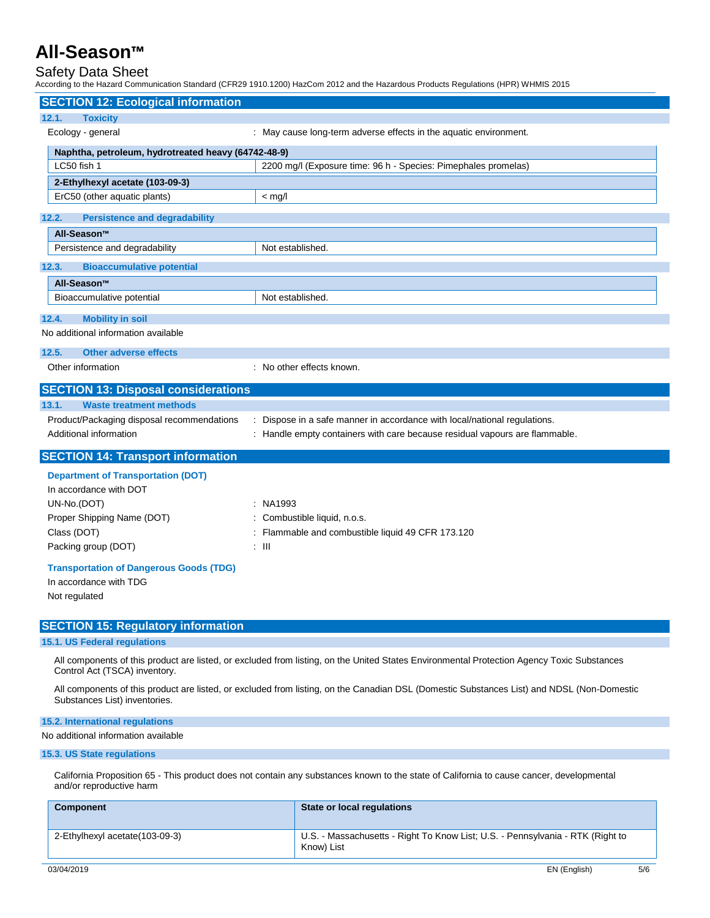## SECTION 12: Ecological information

### 12.1. Toxicity

Ecology - general : May cause long-term adverse effects in the aquatic environment.

| Naphtha, petroleum, hydrotreated heavy (64742-48-9) | |
|---|---|
| LC50 fish 1 | 2200 mg/l (Exposure time: 96 h - Species: Pimephales promelas) |

| 2-Ethylhexyl acetate (103-09-3) | |
|---|---|
| ErC50 (other aquatic plants) | < mg/l |

### 12.2. Persistence and degradability

| All-Season™ | |
|---|---|
| Persistence and degradability | Not established. |

### 12.3. Bioaccumulative potential

| All-Season™ | |
|---|---|
| Bioaccumulative potential | Not established. |

### 12.4. Mobility in soil

No additional information available

### 12.5. Other adverse effects

Other information : No other effects known.

## SECTION 13: Disposal considerations

### 13.1. Waste treatment methods

Product/Packaging disposal recommendations : Dispose in a safe manner in accordance with local/national regulations.

Additional information : Handle empty containers with care because residual vapours are flammable.

## SECTION 14: Transport information

**Department of Transportation (DOT)**

In accordance with DOT

UN-No.(DOT) : NA1993

Proper Shipping Name (DOT) : Combustible liquid, n.o.s.

Class (DOT) : Flammable and combustible liquid 49 CFR 173.120

Packing group (DOT) : III

**Transportation of Dangerous Goods (TDG)**

In accordance with TDG

Not regulated

## SECTION 15: Regulatory information

### 15.1. US Federal regulations

All components of this product are listed, or excluded from listing, on the United States Environmental Protection Agency Toxic Substances Control Act (TSCA) inventory.

All components of this product are listed, or excluded from listing, on the Canadian DSL (Domestic Substances List) and NDSL (Non-Domestic Substances List) inventories.

### 15.2. International regulations

No additional information available

### 15.3. US State regulations

California Proposition 65 - This product does not contain any substances known to the state of California to cause cancer, developmental and/or reproductive harm

| Component | State or local regulations |
|---|---|
| 2-Ethylhexyl acetate(103-09-3) | U.S. - Massachusetts - Right To Know List; U.S. - Pennsylvania - RTK (Right to Know) List |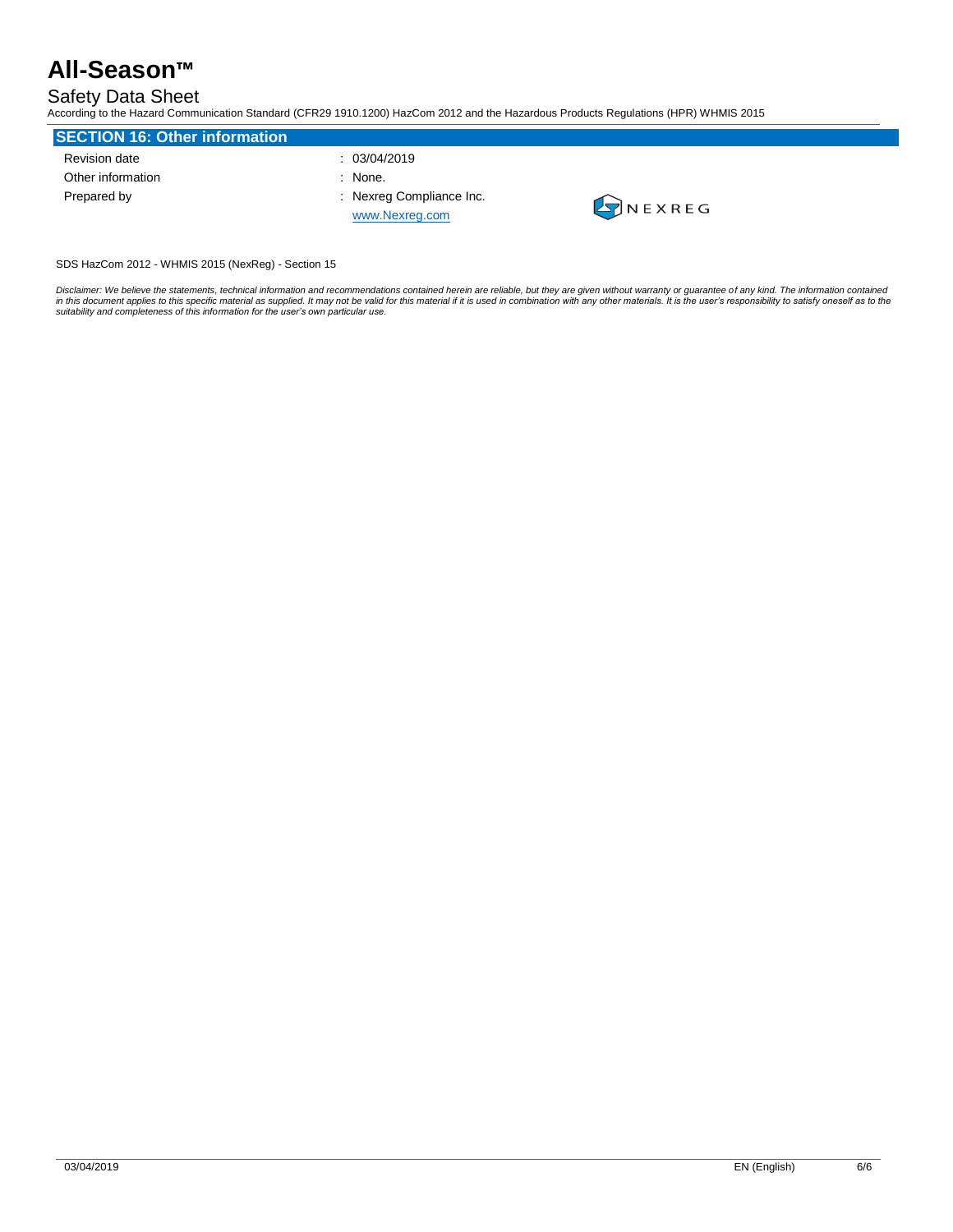## SECTION 16: Other information

| | |
|---|---|
| Revision date | : 03/04/2019 |
| Other information | : None. |
| Prepared by | : Nexreg Compliance Inc. www.Nexreg.com |

SDS HazCom 2012 - WHMIS 2015 (NexReg) - Section 15

*Disclaimer: We believe the statements, technical information and recommendations contained herein are reliable, but they are given without warranty or guarantee of any kind. The information contained in this document applies to this specific material as supplied. It may not be valid for this material if it is used in combination with any other materials. It is the user's responsibility to satisfy oneself as to the suitability and completeness of this information for the user's own particular use.*